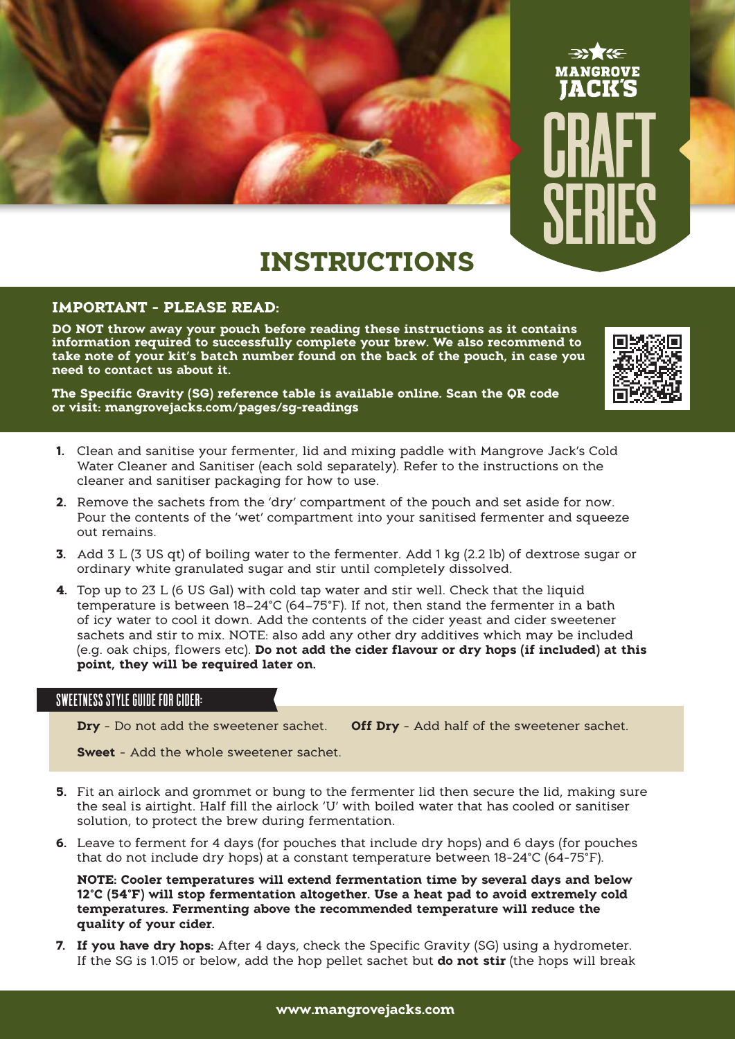MANGROVE JACK'S

CRAFT SERIES

# INSTRUCTIONS

## IMPORTANT - PLEASE READ:

**DO NOT throw away your pouch before reading these instructions as it contains information required to successfully complete your brew. We also recommend to take note of your kit's batch number found on the back of the pouch, in case you need to contact us about it.**

**The Specific Gravity (SG) reference table is available online. Scan the QR code or visit: mangrovejacks.com/pages/sg-readings**

1. Clean and sanitise your fermenter, lid and mixing paddle with Mangrove Jack's Cold Water Cleaner and Sanitiser (each sold separately). Refer to the instructions on the cleaner and sanitiser packaging for how to use.
2. Remove the sachets from the 'dry' compartment of the pouch and set aside for now. Pour the contents of the 'wet' compartment into your sanitised fermenter and squeeze out remains.
3. Add 3 L (3 US qt) of boiling water to the fermenter. Add 1 kg (2.2 lb) of dextrose sugar or ordinary white granulated sugar and stir until completely dissolved.
4. Top up to 23 L (6 US Gal) with cold tap water and stir well. Check that the liquid temperature is between 18–24°C (64–75°F). If not, then stand the fermenter in a bath of icy water to cool it down. Add the contents of the cider yeast and cider sweetener sachets and stir to mix. NOTE: also add any other dry additives which may be included (e.g. oak chips, flowers etc). **Do not add the cider flavour or dry hops (if included) at this point, they will be required later on.**

### SWEETNESS STYLE GUIDE FOR CIDER:

**Dry** - Do not add the sweetener sachet. **Off Dry** - Add half of the sweetener sachet.

**Sweet** - Add the whole sweetener sachet.

5. Fit an airlock and grommet or bung to the fermenter lid then secure the lid, making sure the seal is airtight. Half fill the airlock 'U' with boiled water that has cooled or sanitiser solution, to protect the brew during fermentation.
6. Leave to ferment for 4 days (for pouches that include dry hops) and 6 days (for pouches that do not include dry hops) at a constant temperature between 18-24°C (64-75°F).

   **NOTE: Cooler temperatures will extend fermentation time by several days and below 12°C (54°F) will stop fermentation altogether. Use a heat pad to avoid extremely cold temperatures. Fermenting above the recommended temperature will reduce the quality of your cider.**

7. **If you have dry hops:** After 4 days, check the Specific Gravity (SG) using a hydrometer. If the SG is 1.015 or below, add the hop pellet sachet but **do not stir** (the hops will break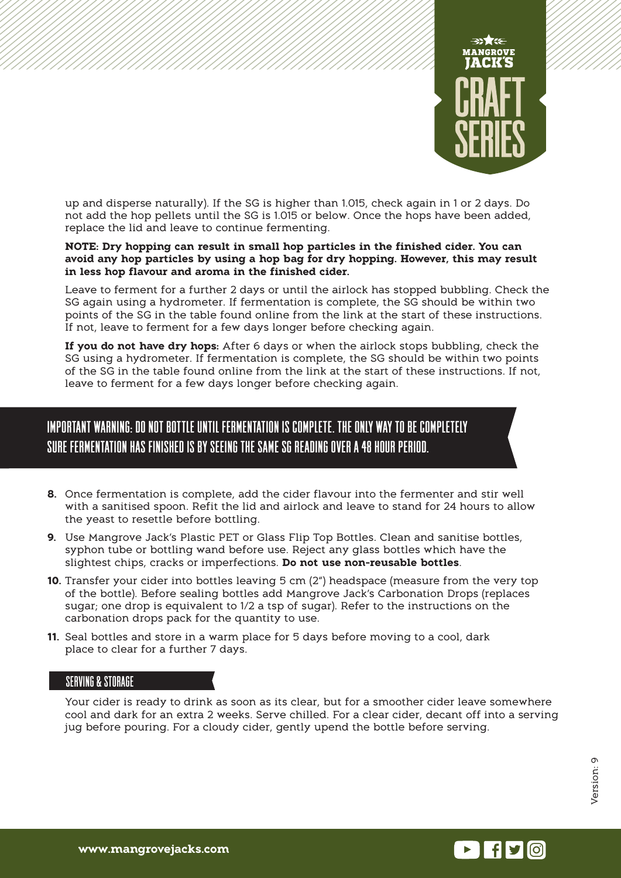up and disperse naturally). If the SG is higher than 1.015, check again in 1 or 2 days. Do not add the hop pellets until the SG is 1.015 or below. Once the hops have been added, replace the lid and leave to continue fermenting.

**NOTE: Dry hopping can result in small hop particles in the finished cider. You can avoid any hop particles by using a hop bag for dry hopping. However, this may result in less hop flavour and aroma in the finished cider.**

Leave to ferment for a further 2 days or until the airlock has stopped bubbling. Check the SG again using a hydrometer. If fermentation is complete, the SG should be within two points of the SG in the table found online from the link at the start of these instructions. If not, leave to ferment for a few days longer before checking again.

**If you do not have dry hops:** After 6 days or when the airlock stops bubbling, check the SG using a hydrometer. If fermentation is complete, the SG should be within two points of the SG in the table found online from the link at the start of these instructions. If not, leave to ferment for a few days longer before checking again.

**IMPORTANT WARNING: DO NOT BOTTLE UNTIL FERMENTATION IS COMPLETE. THE ONLY WAY TO BE COMPLETELY SURE FERMENTATION HAS FINISHED IS BY SEEING THE SAME SG READING OVER A 48 HOUR PERIOD.**

8. Once fermentation is complete, add the cider flavour into the fermenter and stir well with a sanitised spoon. Refit the lid and airlock and leave to stand for 24 hours to allow the yeast to resettle before bottling.
9. Use Mangrove Jack's Plastic PET or Glass Flip Top Bottles. Clean and sanitise bottles, syphon tube or bottling wand before use. Reject any glass bottles which have the slightest chips, cracks or imperfections. **Do not use non-reusable bottles**.
10. Transfer your cider into bottles leaving 5 cm (2") headspace (measure from the very top of the bottle). Before sealing bottles add Mangrove Jack's Carbonation Drops (replaces sugar; one drop is equivalent to 1/2 a tsp of sugar). Refer to the instructions on the carbonation drops pack for the quantity to use.
11. Seal bottles and store in a warm place for 5 days before moving to a cool, dark place to clear for a further 7 days.

## SERVING & STORAGE

Your cider is ready to drink as soon as its clear, but for a smoother cider leave somewhere cool and dark for an extra 2 weeks. Serve chilled. For a clear cider, decant off into a serving jug before pouring. For a cloudy cider, gently upend the bottle before serving.

Version: 9